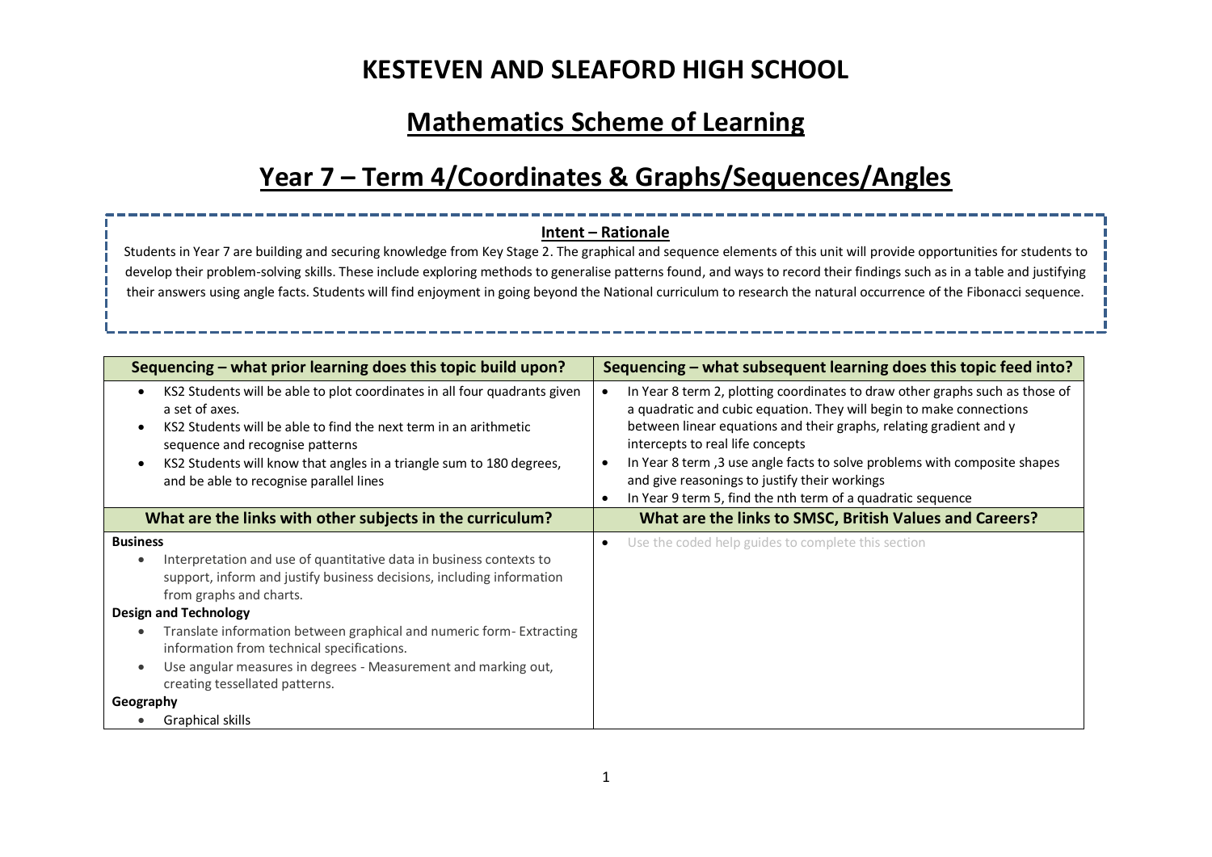# KESTEVEN AND SLEAFORD HIGH SCHOOL

## Mathematics Scheme of Learning

## Year 7 – Term 4/Coordinates & Graphs/Sequences/Angles

**Intent – Rationale**

Students in Year 7 are building and securing knowledge from Key Stage 2. The graphical and sequence elements of this unit will provide opportunities for students to develop their problem-solving skills. These include exploring methods to generalise patterns found, and ways to record their findings such as in a table and justifying their answers using angle facts. Students will find enjoyment in going beyond the National curriculum to research the natural occurrence of the Fibonacci sequence.

| Sequencing – what prior learning does this topic build upon? | Sequencing – what subsequent learning does this topic feed into? |
|---|---|
| • KS2 Students will be able to plot coordinates in all four quadrants given a set of axes.<br>• KS2 Students will be able to find the next term in an arithmetic sequence and recognise patterns<br>• KS2 Students will know that angles in a triangle sum to 180 degrees, and be able to recognise parallel lines | • In Year 8 term 2, plotting coordinates to draw other graphs such as those of a quadratic and cubic equation. They will begin to make connections between linear equations and their graphs, relating gradient and y intercepts to real life concepts<br>• In Year 8 term ,3 use angle facts to solve problems with composite shapes and give reasonings to justify their workings<br>• In Year 9 term 5, find the nth term of a quadratic sequence |
| **What are the links with other subjects in the curriculum?** | **What are the links to SMSC, British Values and Careers?** |
| **Business**<br>• Interpretation and use of quantitative data in business contexts to support, inform and justify business decisions, including information from graphs and charts.<br>**Design and Technology**<br>• Translate information between graphical and numeric form- Extracting information from technical specifications.<br>• Use angular measures in degrees - Measurement and marking out, creating tessellated patterns.<br>**Geography**<br>• Graphical skills | • Use the coded help guides to complete this section |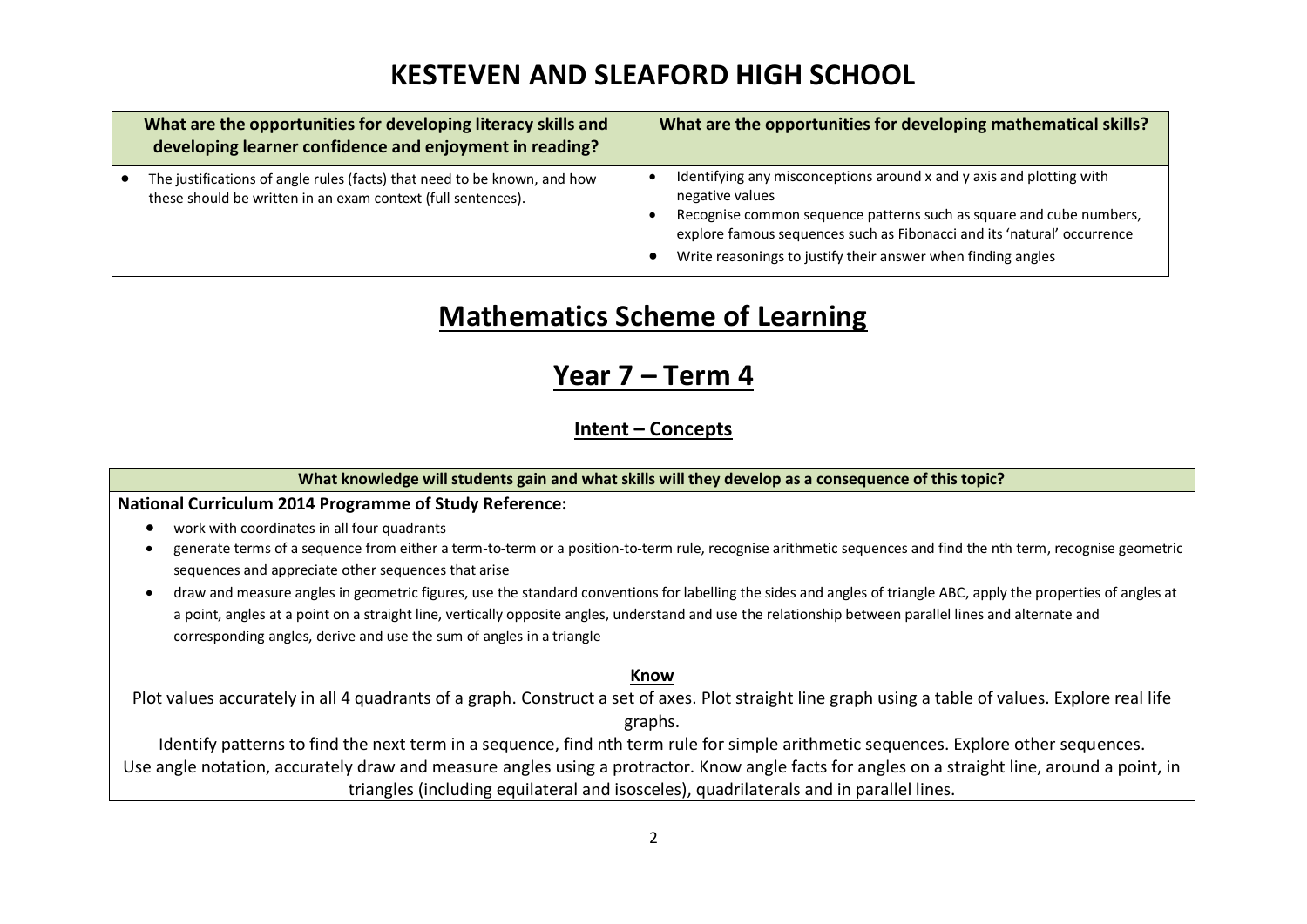# KESTEVEN AND SLEAFORD HIGH SCHOOL

| What are the opportunities for developing literacy skills and developing learner confidence and enjoyment in reading? | What are the opportunities for developing mathematical skills? |
|---|---|
| • The justifications of angle rules (facts) that need to be known, and how these should be written in an exam context (full sentences). | • Identifying any misconceptions around x and y axis and plotting with negative values<br>• Recognise common sequence patterns such as square and cube numbers, explore famous sequences such as Fibonacci and its 'natural' occurrence<br>• Write reasonings to justify their answer when finding angles |

# Mathematics Scheme of Learning

## Year 7 – Term 4

### Intent – Concepts

**What knowledge will students gain and what skills will they develop as a consequence of this topic?**

**National Curriculum 2014 Programme of Study Reference:**

- work with coordinates in all four quadrants
- generate terms of a sequence from either a term-to-term or a position-to-term rule, recognise arithmetic sequences and find the nth term, recognise geometric sequences and appreciate other sequences that arise
- draw and measure angles in geometric figures, use the standard conventions for labelling the sides and angles of triangle ABC, apply the properties of angles at a point, angles at a point on a straight line, vertically opposite angles, understand and use the relationship between parallel lines and alternate and corresponding angles, derive and use the sum of angles in a triangle

**Know**

Plot values accurately in all 4 quadrants of a graph. Construct a set of axes. Plot straight line graph using a table of values. Explore real life graphs.

Identify patterns to find the next term in a sequence, find nth term rule for simple arithmetic sequences. Explore other sequences.

Use angle notation, accurately draw and measure angles using a protractor. Know angle facts for angles on a straight line, around a point, in triangles (including equilateral and isosceles), quadrilaterals and in parallel lines.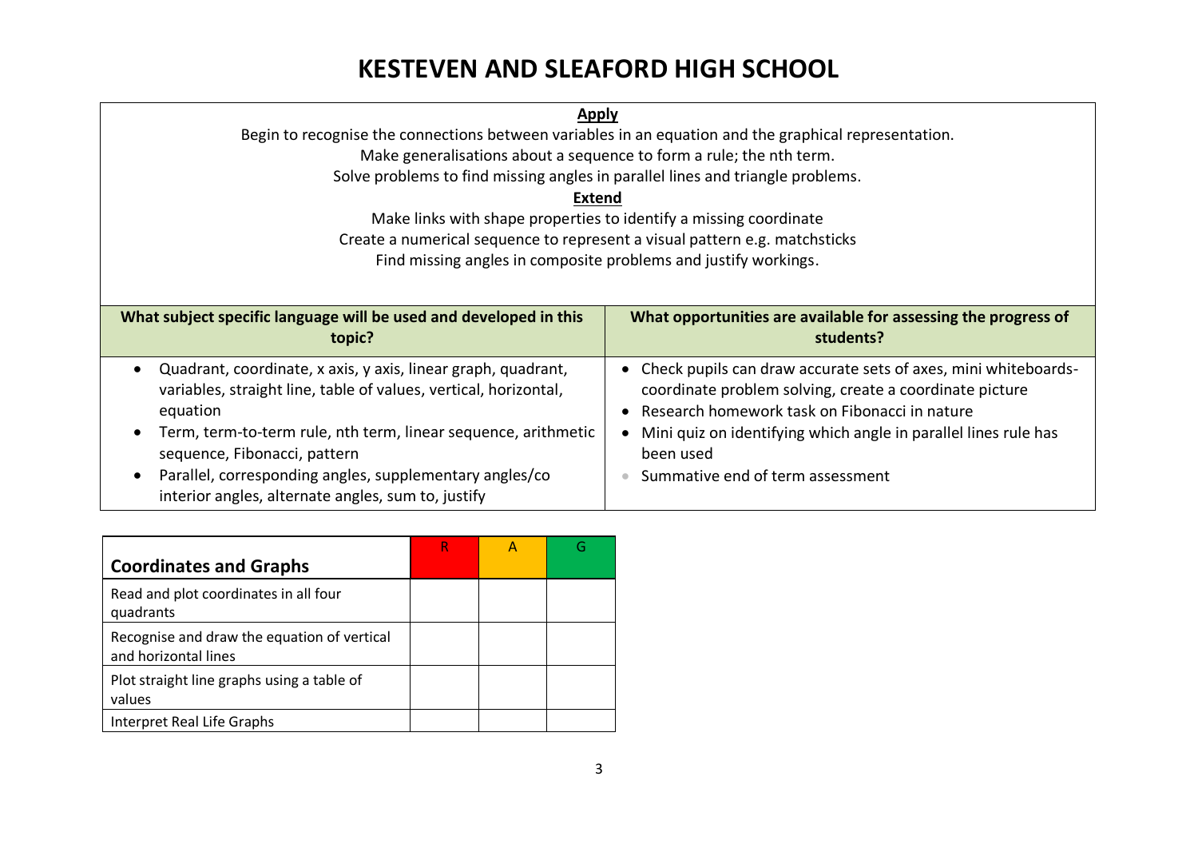# KESTEVEN AND SLEAFORD HIGH SCHOOL

**Apply**

Begin to recognise the connections between variables in an equation and the graphical representation.

Make generalisations about a sequence to form a rule; the nth term.

Solve problems to find missing angles in parallel lines and triangle problems.

**Extend**

Make links with shape properties to identify a missing coordinate

Create a numerical sequence to represent a visual pattern e.g. matchsticks

Find missing angles in composite problems and justify workings.

| What subject specific language will be used and developed in this topic? | What opportunities are available for assessing the progress of students? |
|---|---|
| • Quadrant, coordinate, x axis, y axis, linear graph, quadrant, variables, straight line, table of values, vertical, horizontal, equation<br>• Term, term-to-term rule, nth term, linear sequence, arithmetic sequence, Fibonacci, pattern<br>• Parallel, corresponding angles, supplementary angles/co interior angles, alternate angles, sum to, justify | • Check pupils can draw accurate sets of axes, mini whiteboards- coordinate problem solving, create a coordinate picture<br>• Research homework task on Fibonacci in nature<br>• Mini quiz on identifying which angle in parallel lines rule has been used<br>• Summative end of term assessment |

| **Coordinates and Graphs** | R | A | G |
|---|---|---|---|
| Read and plot coordinates in all four quadrants | | | |
| Recognise and draw the equation of vertical and horizontal lines | | | |
| Plot straight line graphs using a table of values | | | |
| Interpret Real Life Graphs | | | |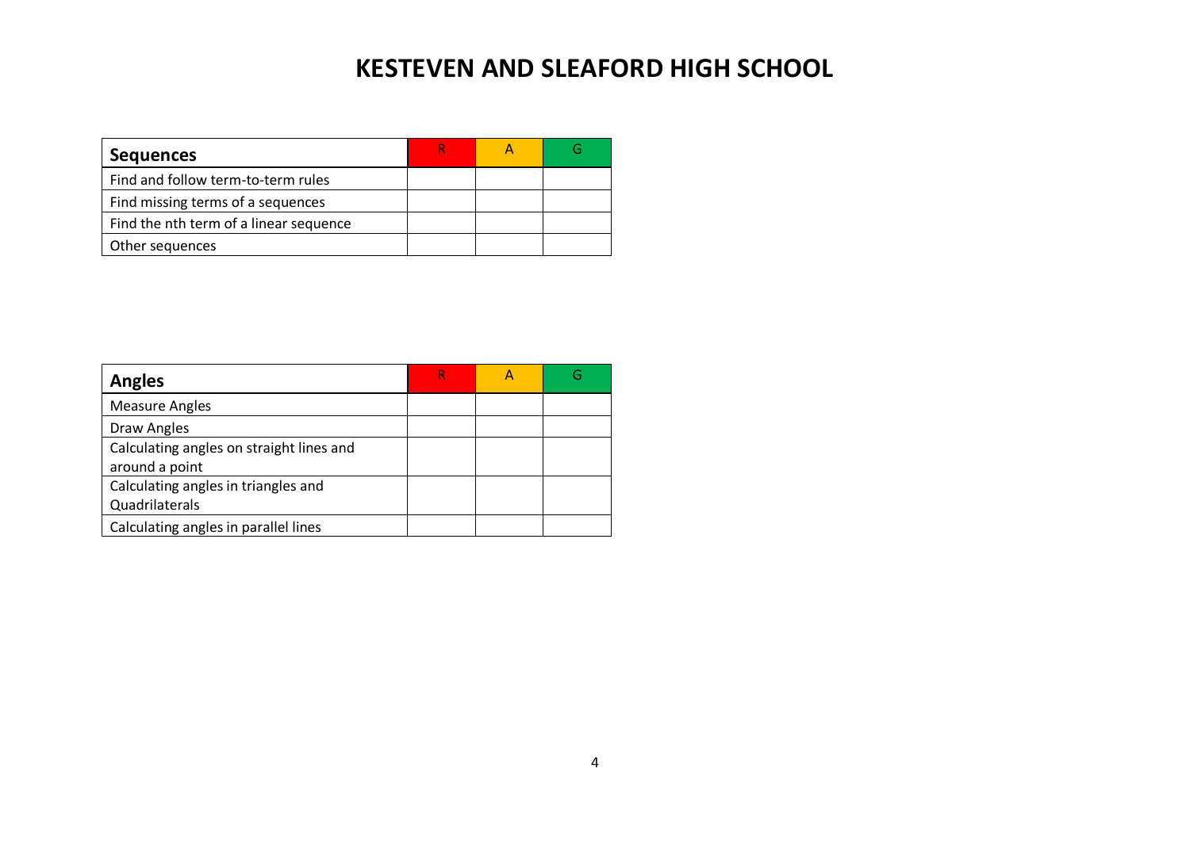# KESTEVEN AND SLEAFORD HIGH SCHOOL

| **Sequences** | R | A | G |
|---|---|---|---|
| Find and follow term-to-term rules | | | |
| Find missing terms of a sequences | | | |
| Find the nth term of a linear sequence | | | |
| Other sequences | | | |

| **Angles** | R | A | G |
|---|---|---|---|
| Measure Angles | | | |
| Draw Angles | | | |
| Calculating angles on straight lines and around a point | | | |
| Calculating angles in triangles and Quadrilaterals | | | |
| Calculating angles in parallel lines | | | |